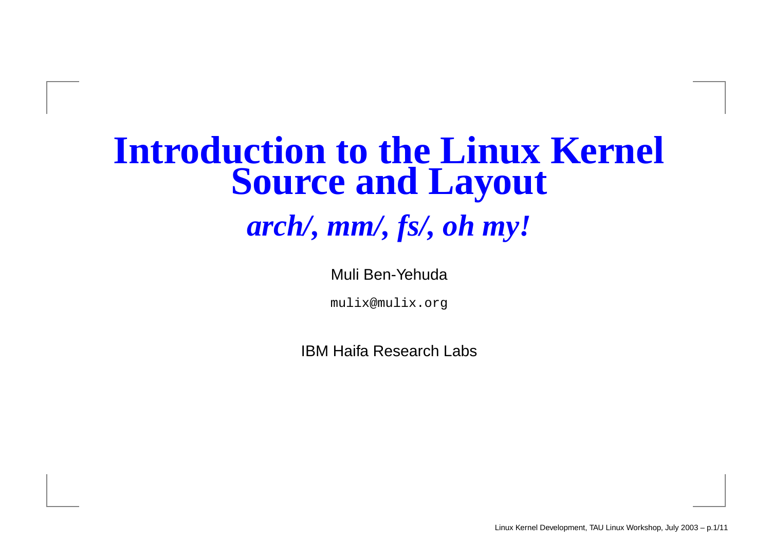# Introduction to the Linux Kernel Source and Layout

## *arch/, mm/, fs/, oh my!*

Muli Ben-Yehuda

`mulix@mulix.org`

IBM Haifa Research Labs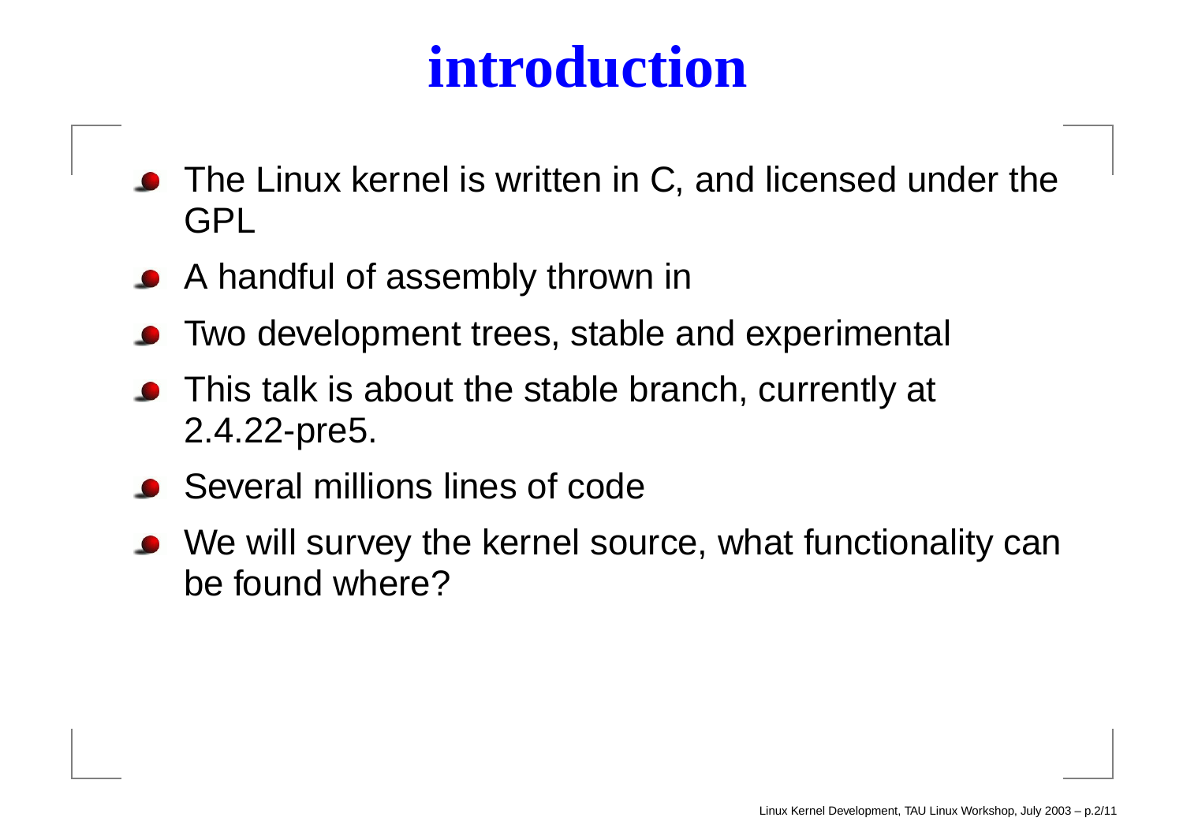# introduction

- The Linux kernel is written in C, and licensed under the GPL
- A handful of assembly thrown in
- Two development trees, stable and experimental
- This talk is about the stable branch, currently at 2.4.22-pre5.
- Several millions lines of code
- We will survey the kernel source, what functionality can be found where?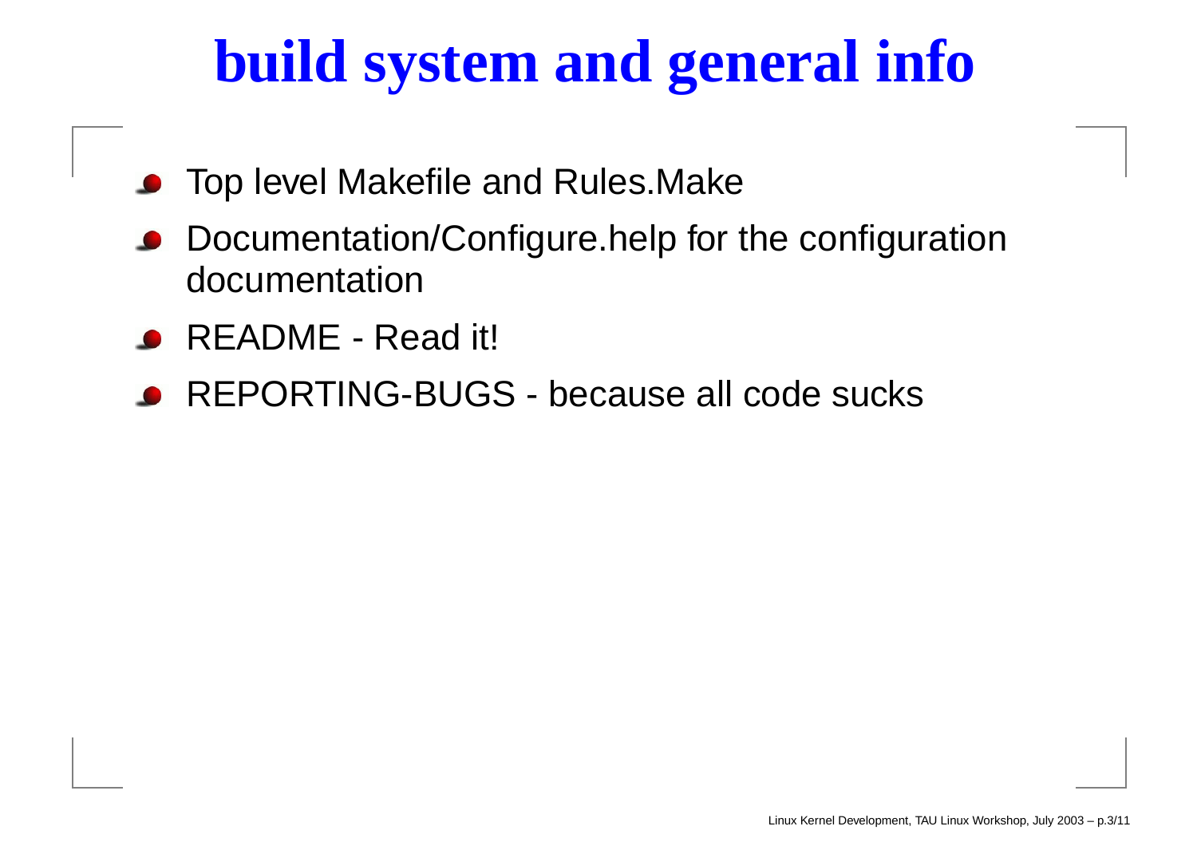# build system and general info

- Top level Makefile and Rules.Make
- Documentation/Configure.help for the configuration documentation
- README - Read it!
- REPORTING-BUGS - because all code sucks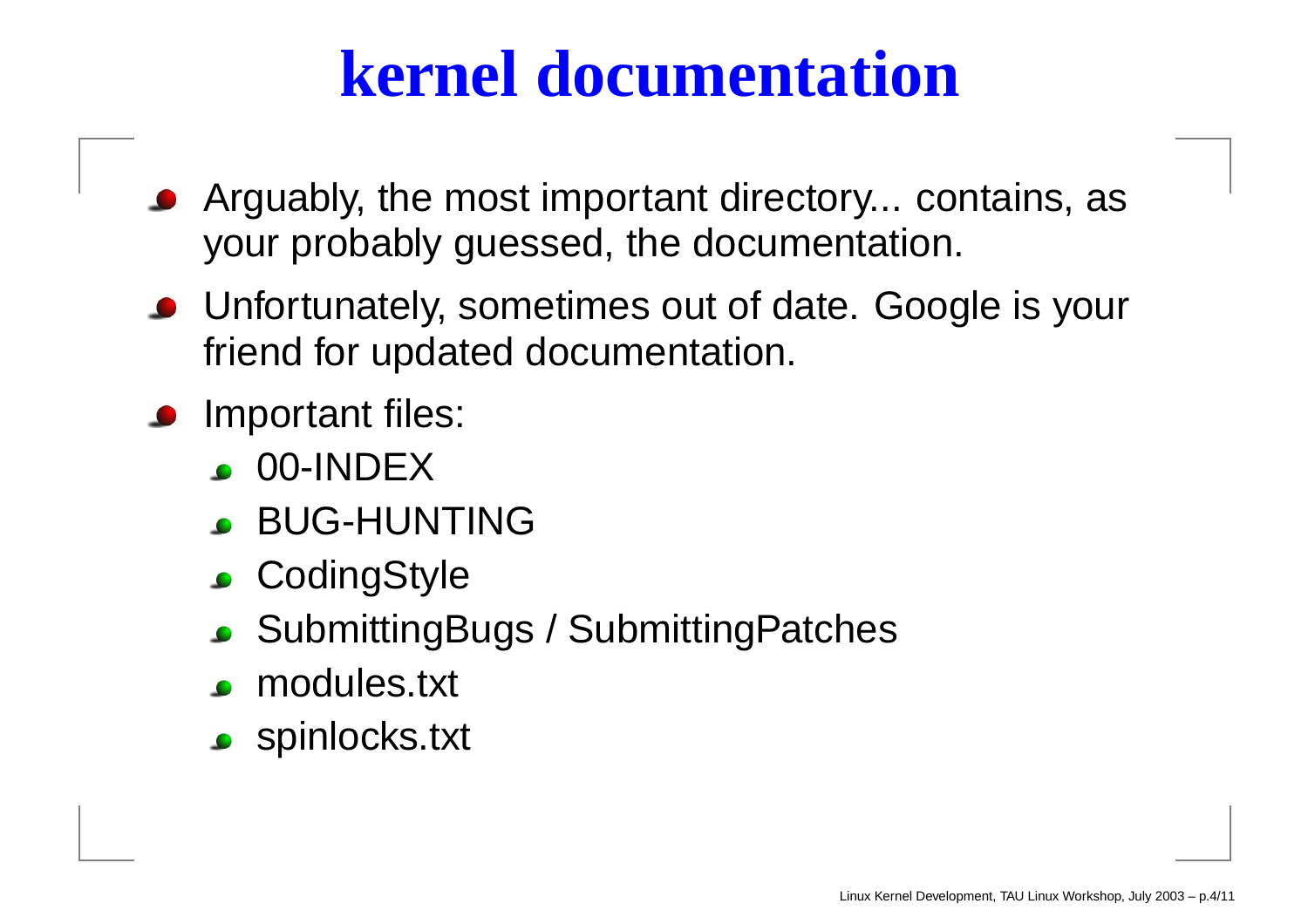# kernel documentation

- Arguably, the most important directory... contains, as your probably guessed, the documentation.
- Unfortunately, sometimes out of date. Google is your friend for updated documentation.
- Important files:
  - 00-INDEX
  - BUG-HUNTING
  - CodingStyle
  - SubmittingBugs / SubmittingPatches
  - modules.txt
  - spinlocks.txt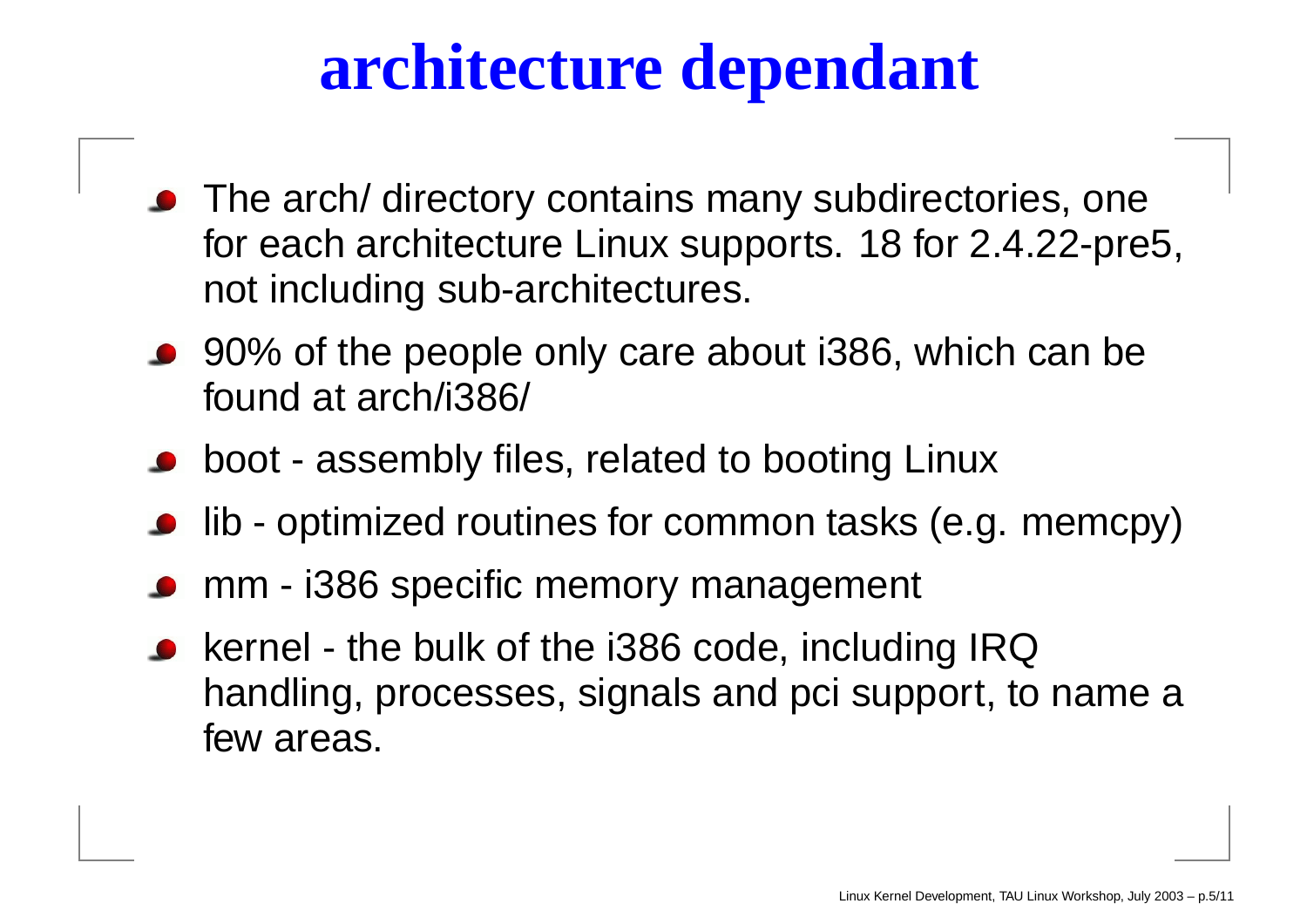# architecture dependant

- The arch/ directory contains many subdirectories, one for each architecture Linux supports. 18 for 2.4.22-pre5, not including sub-architectures.
- 90% of the people only care about i386, which can be found at arch/i386/
- boot - assembly files, related to booting Linux
- lib - optimized routines for common tasks (e.g. memcpy)
- mm - i386 specific memory management
- kernel - the bulk of the i386 code, including IRQ handling, processes, signals and pci support, to name a few areas.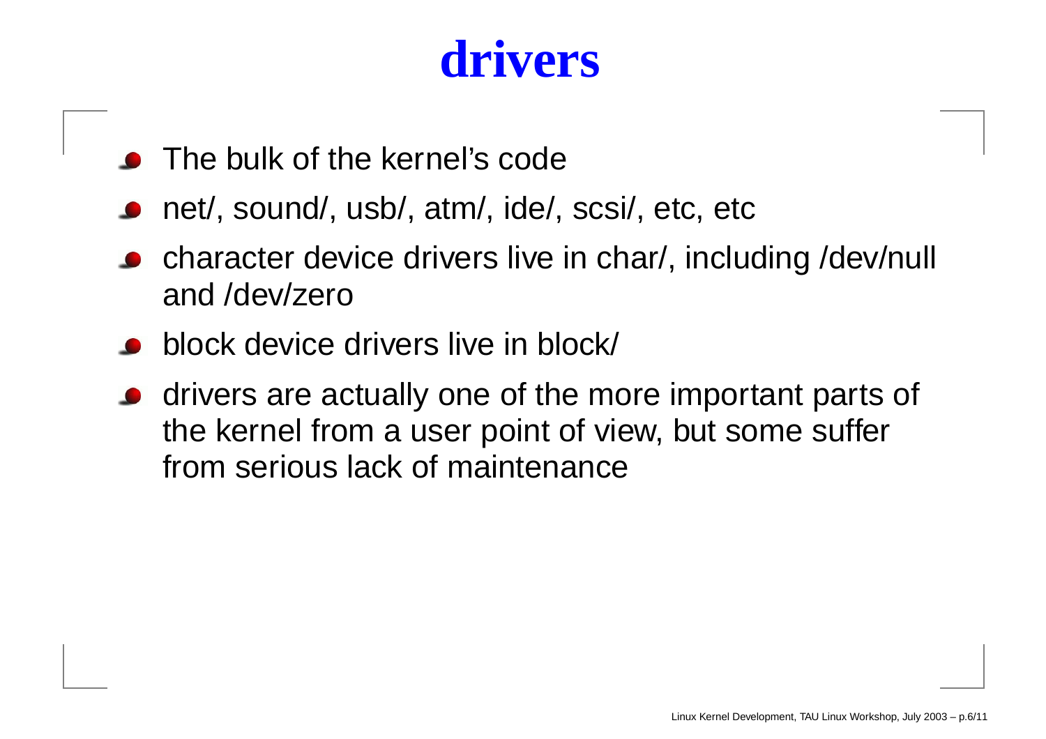# drivers

- The bulk of the kernel's code
- net/, sound/, usb/, atm/, ide/, scsi/, etc, etc
- character device drivers live in char/, including /dev/null and /dev/zero
- block device drivers live in block/
- drivers are actually one of the more important parts of the kernel from a user point of view, but some suffer from serious lack of maintenance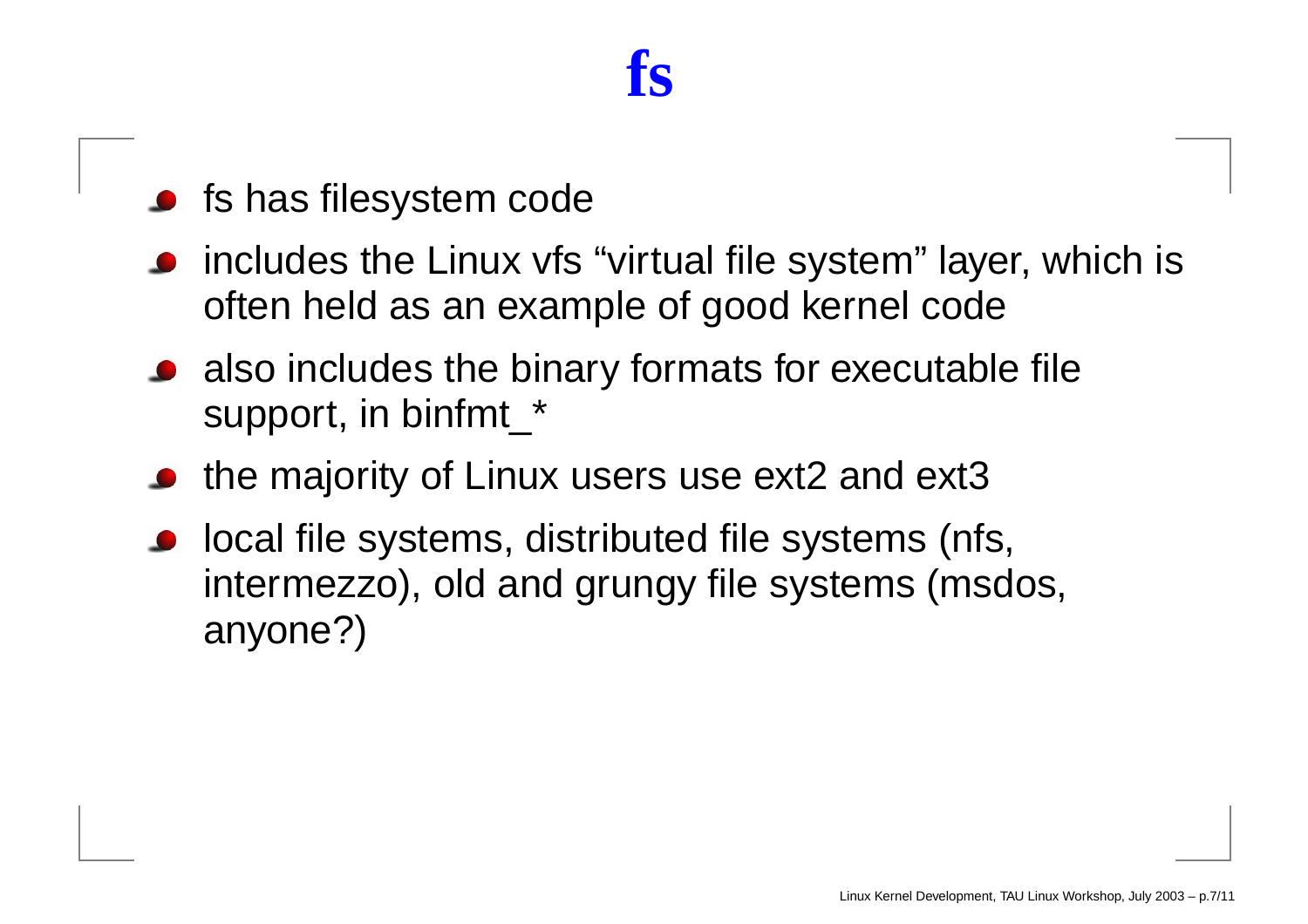# fs

- fs has filesystem code
- includes the Linux vfs "virtual file system" layer, which is often held as an example of good kernel code
- also includes the binary formats for executable file support, in binfmt_*
- the majority of Linux users use ext2 and ext3
- local file systems, distributed file systems (nfs, intermezzo), old and grungy file systems (msdos, anyone?)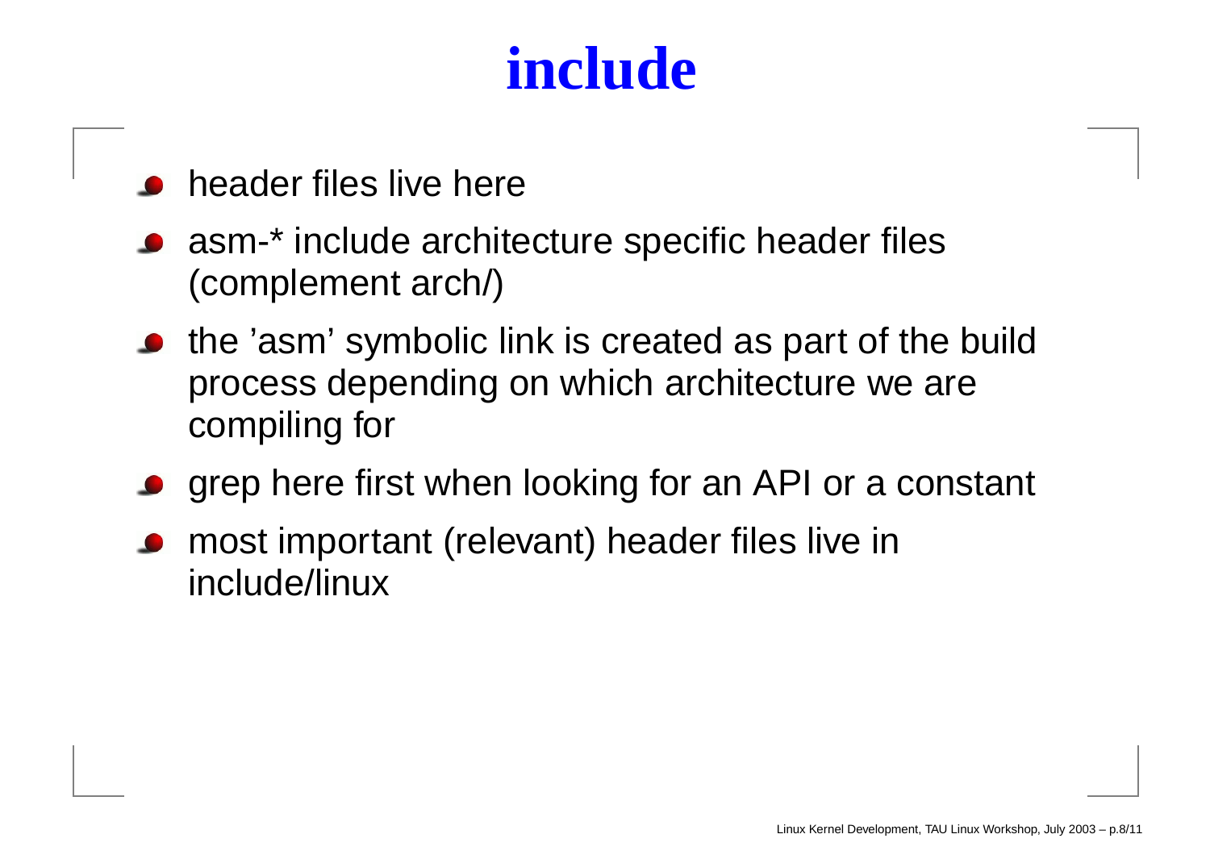# include

- header files live here
- asm-* include architecture specific header files (complement arch/)
- the 'asm' symbolic link is created as part of the build process depending on which architecture we are compiling for
- grep here first when looking for an API or a constant
- most important (relevant) header files live in include/linux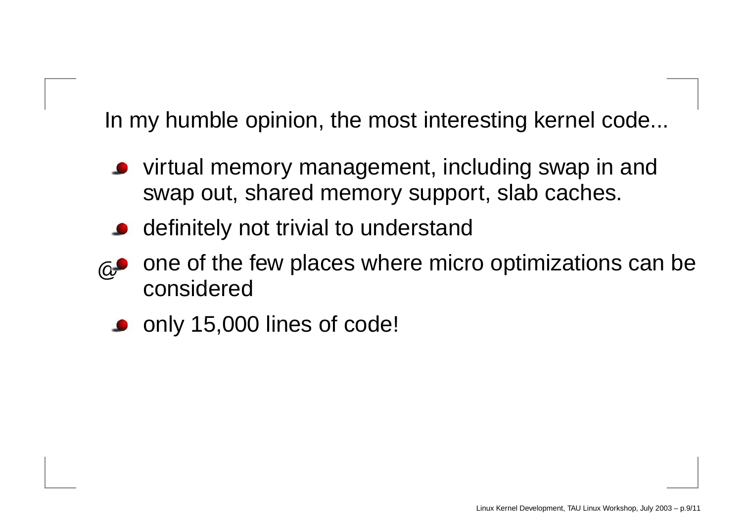In my humble opinion, the most interesting kernel code...

- virtual memory management, including swap in and swap out, shared memory support, slab caches.
- definitely not trivial to understand
- one of the few places where micro optimizations can be considered
- only 15,000 lines of code!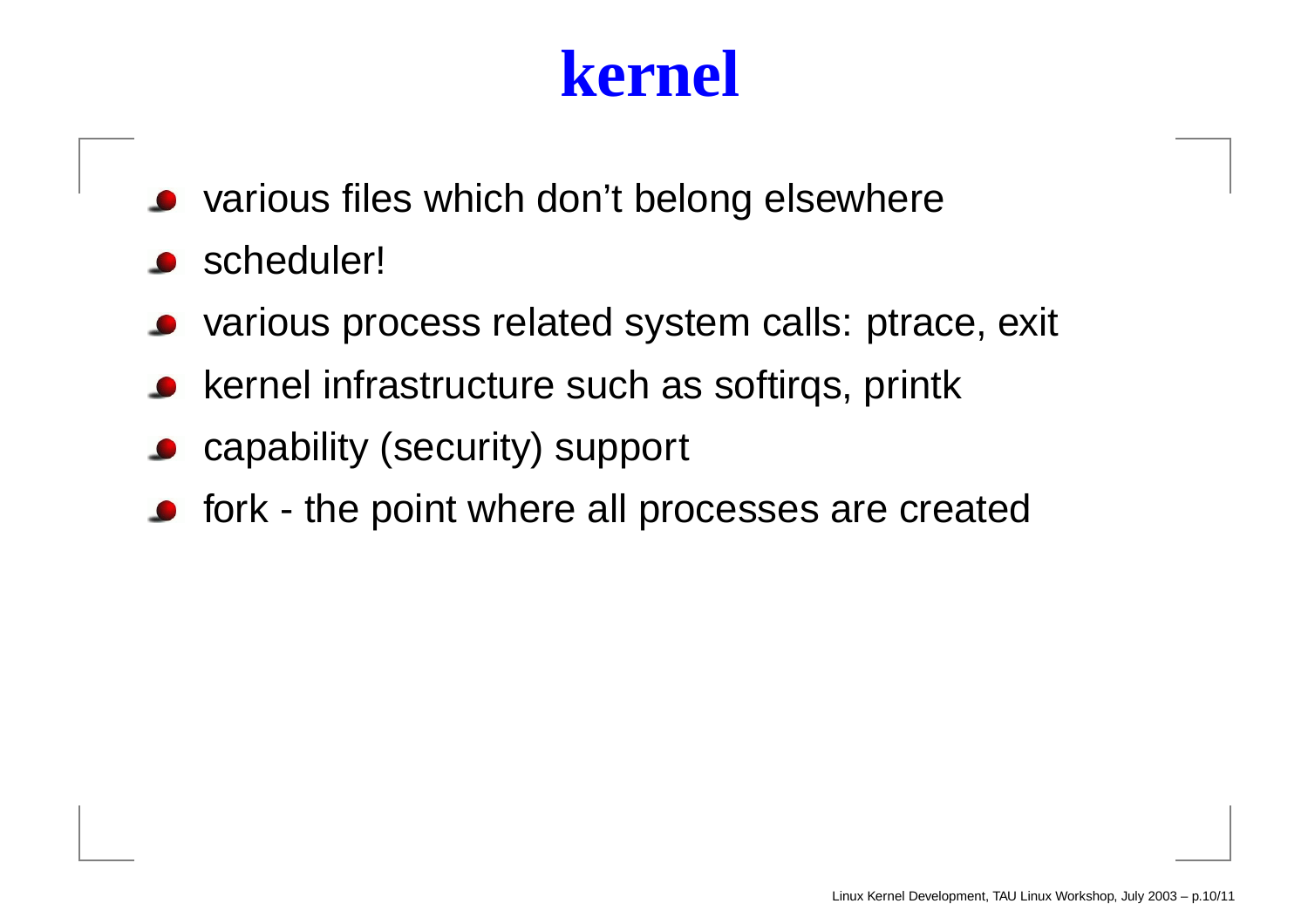# kernel

- various files which don't belong elsewhere
- scheduler!
- various process related system calls: ptrace, exit
- kernel infrastructure such as softirqs, printk
- capability (security) support
- fork - the point where all processes are created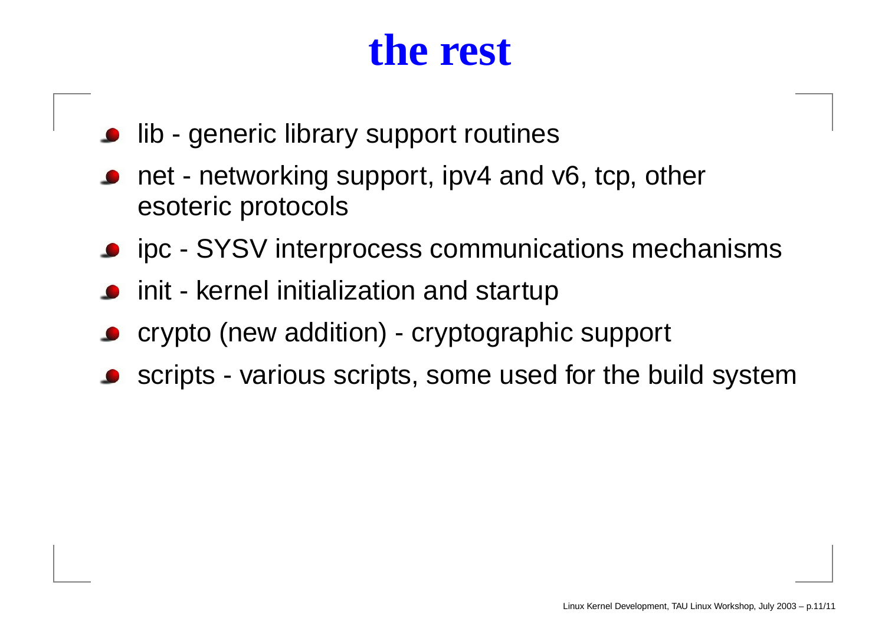# the rest

- lib - generic library support routines
- net - networking support, ipv4 and v6, tcp, other esoteric protocols
- ipc - SYSV interprocess communications mechanisms
- init - kernel initialization and startup
- crypto (new addition) - cryptographic support
- scripts - various scripts, some used for the build system